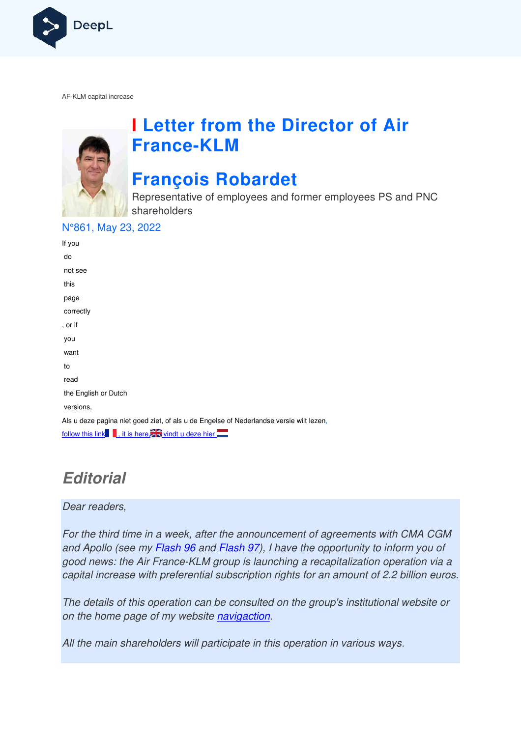AF-KLM capital increase

# Letter from the Director of Air France-KLM

# François Robardet

Representative of employees and former employees PS and PNC shareholders

N°861, May 23, 2022

If you do not see this page correctly, or if you want to read the English or Dutch versions,

Als u deze pagina niet goed ziet, of als u de Engelse of Nederlandse versie wilt lezen,

follow this link, it is here, vindt u deze hier

## Editorial

*Dear readers,*

*For the third time in a week, after the announcement of agreements with CMA CGM and Apollo (see my Flash 96 and Flash 97), I have the opportunity to inform you of good news: the Air France-KLM group is launching a recapitalization operation via a capital increase with preferential subscription rights for an amount of 2.2 billion euros.*

*The details of this operation can be consulted on the group's institutional website or on the home page of my website navigaction.*

*All the main shareholders will participate in this operation in various ways.*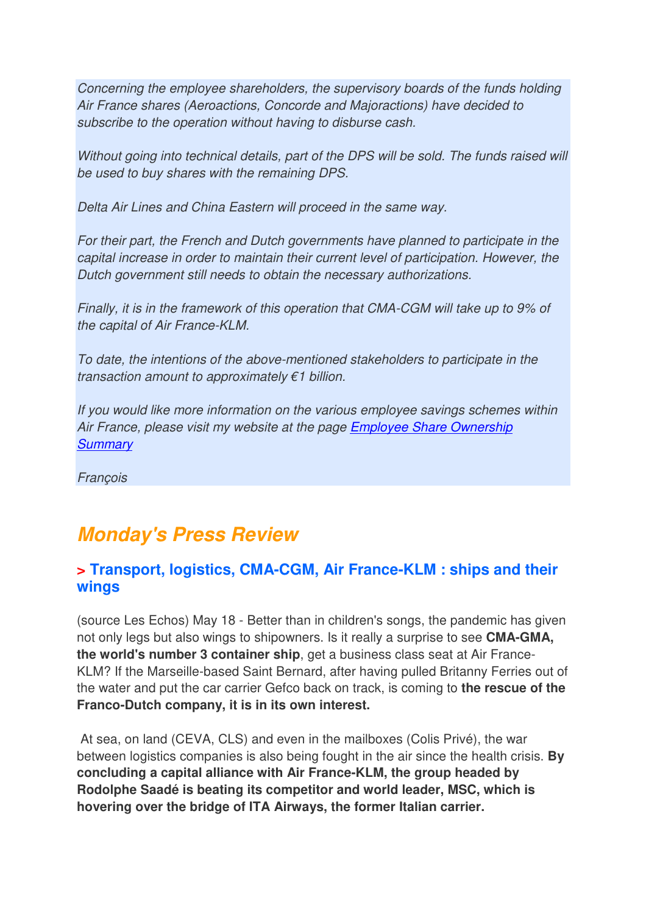*Concerning the employee shareholders, the supervisory boards of the funds holding Air France shares (Aeroactions, Concorde and Majoractions) have decided to subscribe to the operation without having to disburse cash.*

*Without going into technical details, part of the DPS will be sold. The funds raised will be used to buy shares with the remaining DPS.*

*Delta Air Lines and China Eastern will proceed in the same way.*

*For their part, the French and Dutch governments have planned to participate in the capital increase in order to maintain their current level of participation. However, the Dutch government still needs to obtain the necessary authorizations.*

*Finally, it is in the framework of this operation that CMA-CGM will take up to 9% of the capital of Air France-KLM.*

*To date, the intentions of the above-mentioned stakeholders to participate in the transaction amount to approximately €1 billion.*

*If you would like more information on the various employee savings schemes within Air France, please visit my website at the page [Employee Share Ownership Summary]*

*François*

## *Monday's Press Review*

### > Transport, logistics, CMA-CGM, Air France-KLM : ships and their wings

(source Les Echos) May 18 - Better than in children's songs, the pandemic has given not only legs but also wings to shipowners. Is it really a surprise to see **CMA-GMA, the world's number 3 container ship**, get a business class seat at Air France-KLM? If the Marseille-based Saint Bernard, after having pulled Britanny Ferries out of the water and put the car carrier Gefco back on track, is coming to **the rescue of the Franco-Dutch company, it is in its own interest.**

At sea, on land (CEVA, CLS) and even in the mailboxes (Colis Privé), the war between logistics companies is also being fought in the air since the health crisis. **By concluding a capital alliance with Air France-KLM, the group headed by Rodolphe Saadé is beating its competitor and world leader, MSC, which is hovering over the bridge of ITA Airways, the former Italian carrier.**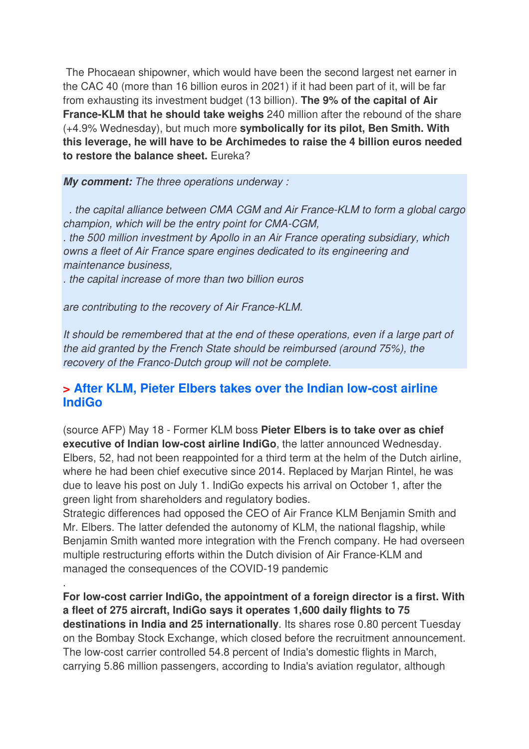The Phocaean shipowner, which would have been the second largest net earner in the CAC 40 (more than 16 billion euros in 2021) if it had been part of it, will be far from exhausting its investment budget (13 billion). **The 9% of the capital of Air France-KLM that he should take weighs** 240 million after the rebound of the share (+4.9% Wednesday), but much more **symbolically for its pilot, Ben Smith. With this leverage, he will have to be Archimedes to raise the 4 billion euros needed to restore the balance sheet.** Eureka?

***My comment:*** *The three operations underway :*

*. the capital alliance between CMA CGM and Air France-KLM to form a global cargo champion, which will be the entry point for CMA-CGM,*
*. the 500 million investment by Apollo in an Air France operating subsidiary, which owns a fleet of Air France spare engines dedicated to its engineering and maintenance business,*
*. the capital increase of more than two billion euros*

*are contributing to the recovery of Air France-KLM.*

*It should be remembered that at the end of these operations, even if a large part of the aid granted by the French State should be reimbursed (around 75%), the recovery of the Franco-Dutch group will not be complete.*

## > After KLM, Pieter Elbers takes over the Indian low-cost airline IndiGo

(source AFP) May 18 - Former KLM boss **Pieter Elbers is to take over as chief executive of Indian low-cost airline IndiGo**, the latter announced Wednesday. Elbers, 52, had not been reappointed for a third term at the helm of the Dutch airline, where he had been chief executive since 2014. Replaced by Marjan Rintel, he was due to leave his post on July 1. IndiGo expects his arrival on October 1, after the green light from shareholders and regulatory bodies.
Strategic differences had opposed the CEO of Air France KLM Benjamin Smith and Mr. Elbers. The latter defended the autonomy of KLM, the national flagship, while Benjamin Smith wanted more integration with the French company. He had overseen multiple restructuring efforts within the Dutch division of Air France-KLM and managed the consequences of the COVID-19 pandemic

.

**For low-cost carrier IndiGo, the appointment of a foreign director is a first. With a fleet of 275 aircraft, IndiGo says it operates 1,600 daily flights to 75 destinations in India and 25 internationally**. Its shares rose 0.80 percent Tuesday on the Bombay Stock Exchange, which closed before the recruitment announcement. The low-cost carrier controlled 54.8 percent of India's domestic flights in March, carrying 5.86 million passengers, according to India's aviation regulator, although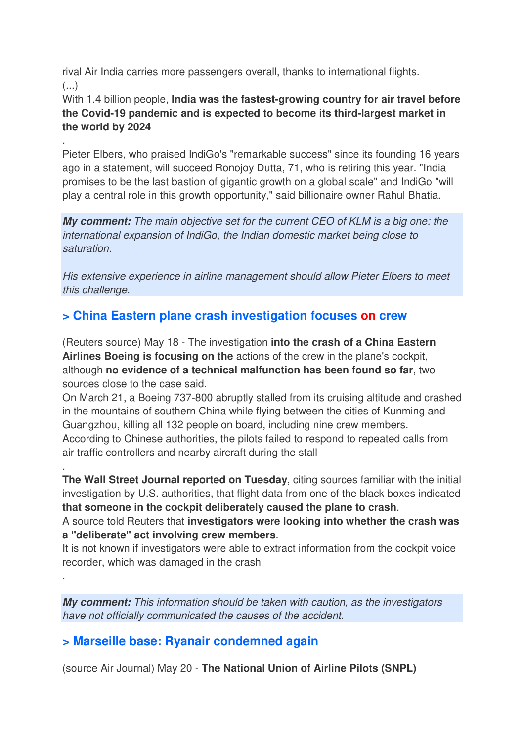rival Air India carries more passengers overall, thanks to international flights.
(...)
With 1.4 billion people, **India was the fastest-growing country for air travel before the Covid-19 pandemic and is expected to become its third-largest market in the world by 2024**

.
Pieter Elbers, who praised IndiGo's "remarkable success" since its founding 16 years ago in a statement, will succeed Ronojoy Dutta, 71, who is retiring this year. "India promises to be the last bastion of gigantic growth on a global scale" and IndiGo "will play a central role in this growth opportunity," said billionaire owner Rahul Bhatia.

***My comment:*** *The main objective set for the current CEO of KLM is a big one: the international expansion of IndiGo, the Indian domestic market being close to saturation.*

*His extensive experience in airline management should allow Pieter Elbers to meet this challenge.*

## > China Eastern plane crash investigation focuses on crew

(Reuters source) May 18 - The investigation **into the crash of a China Eastern Airlines Boeing is focusing on the** actions of the crew in the plane's cockpit, although **no evidence of a technical malfunction has been found so far**, two sources close to the case said.
On March 21, a Boeing 737-800 abruptly stalled from its cruising altitude and crashed in the mountains of southern China while flying between the cities of Kunming and Guangzhou, killing all 132 people on board, including nine crew members.
According to Chinese authorities, the pilots failed to respond to repeated calls from air traffic controllers and nearby aircraft during the stall

.
**The Wall Street Journal reported on Tuesday**, citing sources familiar with the initial investigation by U.S. authorities, that flight data from one of the black boxes indicated **that someone in the cockpit deliberately caused the plane to crash**.
A source told Reuters that **investigators were looking into whether the crash was a "deliberate" act involving crew members**.
It is not known if investigators were able to extract information from the cockpit voice recorder, which was damaged in the crash

.

***My comment:*** *This information should be taken with caution, as the investigators have not officially communicated the causes of the accident.*

## > Marseille base: Ryanair condemned again

(source Air Journal) May 20 - **The National Union of Airline Pilots (SNPL)**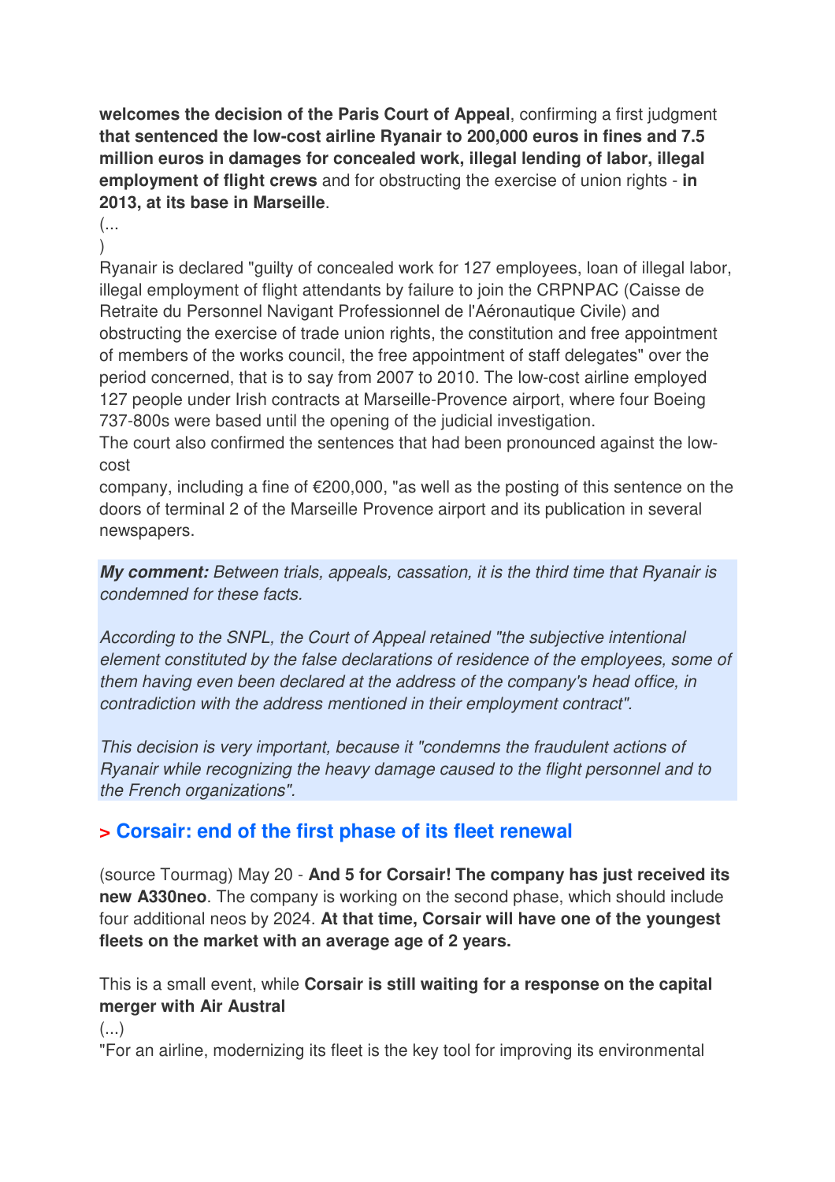**welcomes the decision of the Paris Court of Appeal**, confirming a first judgment **that sentenced the low-cost airline Ryanair to 200,000 euros in fines and 7.5 million euros in damages for concealed work, illegal lending of labor, illegal employment of flight crews** and for obstructing the exercise of union rights - **in 2013, at its base in Marseille**.

(...
)

Ryanair is declared "guilty of concealed work for 127 employees, loan of illegal labor, illegal employment of flight attendants by failure to join the CRPNPAC (Caisse de Retraite du Personnel Navigant Professionnel de l'Aéronautique Civile) and obstructing the exercise of trade union rights, the constitution and free appointment of members of the works council, the free appointment of staff delegates" over the period concerned, that is to say from 2007 to 2010. The low-cost airline employed 127 people under Irish contracts at Marseille-Provence airport, where four Boeing 737-800s were based until the opening of the judicial investigation.

The court also confirmed the sentences that had been pronounced against the low-cost
company, including a fine of €200,000, "as well as the posting of this sentence on the doors of terminal 2 of the Marseille Provence airport and its publication in several newspapers.

***My comment:*** *Between trials, appeals, cassation, it is the third time that Ryanair is condemned for these facts.*

*According to the SNPL, the Court of Appeal retained "the subjective intentional element constituted by the false declarations of residence of the employees, some of them having even been declared at the address of the company's head office, in contradiction with the address mentioned in their employment contract".*

*This decision is very important, because it "condemns the fraudulent actions of Ryanair while recognizing the heavy damage caused to the flight personnel and to the French organizations".*

## > Corsair: end of the first phase of its fleet renewal

(source Tourmag) May 20 - **And 5 for Corsair! The company has just received its new A330neo**. The company is working on the second phase, which should include four additional neos by 2024. **At that time, Corsair will have one of the youngest fleets on the market with an average age of 2 years.**

This is a small event, while **Corsair is still waiting for a response on the capital merger with Air Austral**

(...)

"For an airline, modernizing its fleet is the key tool for improving its environmental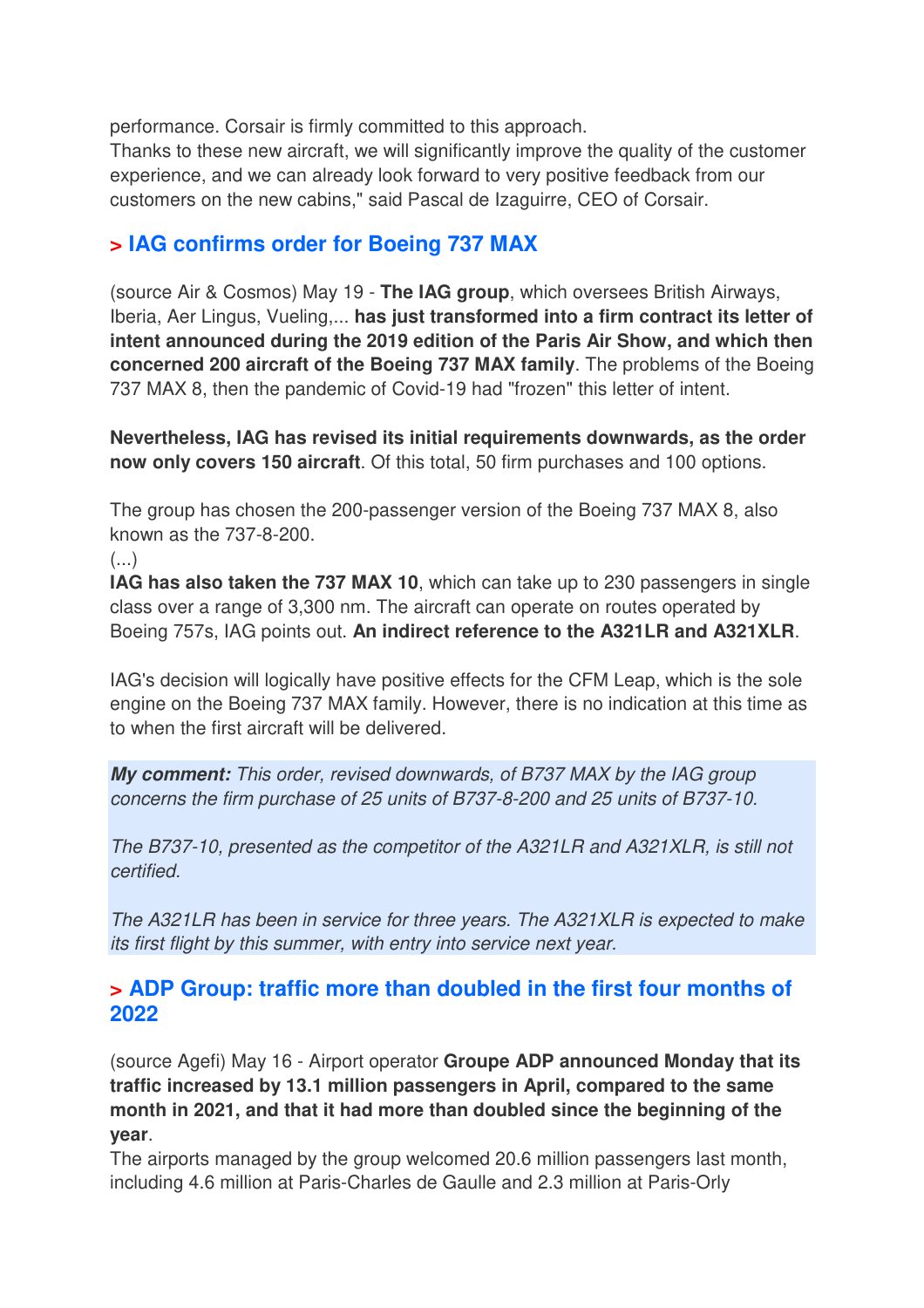performance. Corsair is firmly committed to this approach.
Thanks to these new aircraft, we will significantly improve the quality of the customer experience, and we can already look forward to very positive feedback from our customers on the new cabins," said Pascal de Izaguirre, CEO of Corsair.

## > IAG confirms order for Boeing 737 MAX

(source Air & Cosmos) May 19 - **The IAG group**, which oversees British Airways, Iberia, Aer Lingus, Vueling,... **has just transformed into a firm contract its letter of intent announced during the 2019 edition of the Paris Air Show, and which then concerned 200 aircraft of the Boeing 737 MAX family**. The problems of the Boeing 737 MAX 8, then the pandemic of Covid-19 had "frozen" this letter of intent.

**Nevertheless, IAG has revised its initial requirements downwards, as the order now only covers 150 aircraft**. Of this total, 50 firm purchases and 100 options.

The group has chosen the 200-passenger version of the Boeing 737 MAX 8, also known as the 737-8-200.
(...)
**IAG has also taken the 737 MAX 10**, which can take up to 230 passengers in single class over a range of 3,300 nm. The aircraft can operate on routes operated by Boeing 757s, IAG points out. **An indirect reference to the A321LR and A321XLR**.

IAG's decision will logically have positive effects for the CFM Leap, which is the sole engine on the Boeing 737 MAX family. However, there is no indication at this time as to when the first aircraft will be delivered.

***My comment:*** *This order, revised downwards, of B737 MAX by the IAG group concerns the firm purchase of 25 units of B737-8-200 and 25 units of B737-10.*

*The B737-10, presented as the competitor of the A321LR and A321XLR, is still not certified.*

*The A321LR has been in service for three years. The A321XLR is expected to make its first flight by this summer, with entry into service next year.*

## > ADP Group: traffic more than doubled in the first four months of 2022

(source Agefi) May 16 - Airport operator **Groupe ADP announced Monday that its traffic increased by 13.1 million passengers in April, compared to the same month in 2021, and that it had more than doubled since the beginning of the year**.
The airports managed by the group welcomed 20.6 million passengers last month, including 4.6 million at Paris-Charles de Gaulle and 2.3 million at Paris-Orly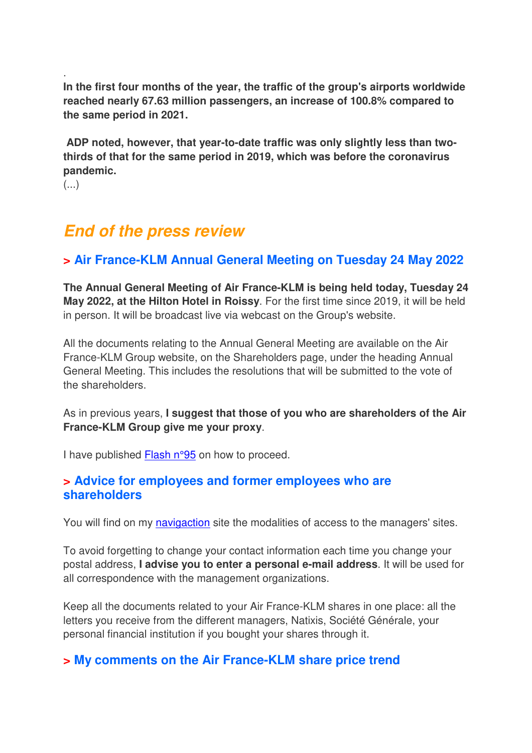.
**In the first four months of the year, the traffic of the group's airports worldwide reached nearly 67.63 million passengers, an increase of 100.8% compared to the same period in 2021.**

**ADP noted, however, that year-to-date traffic was only slightly less than two-thirds of that for the same period in 2019, which was before the coronavirus pandemic.**
(...)

## *End of the press review*

### > Air France-KLM Annual General Meeting on Tuesday 24 May 2022

**The Annual General Meeting of Air France-KLM is being held today, Tuesday 24 May 2022, at the Hilton Hotel in Roissy**. For the first time since 2019, it will be held in person. It will be broadcast live via webcast on the Group's website.

All the documents relating to the Annual General Meeting are available on the Air France-KLM Group website, on the Shareholders page, under the heading Annual General Meeting. This includes the resolutions that will be submitted to the vote of the shareholders.

As in previous years, **I suggest that those of you who are shareholders of the Air France-KLM Group give me your proxy**.

I have published Flash n°95 on how to proceed.

### > Advice for employees and former employees who are shareholders

You will find on my navigaction site the modalities of access to the managers' sites.

To avoid forgetting to change your contact information each time you change your postal address, **I advise you to enter a personal e-mail address**. It will be used for all correspondence with the management organizations.

Keep all the documents related to your Air France-KLM shares in one place: all the letters you receive from the different managers, Natixis, Société Générale, your personal financial institution if you bought your shares through it.

### > My comments on the Air France-KLM share price trend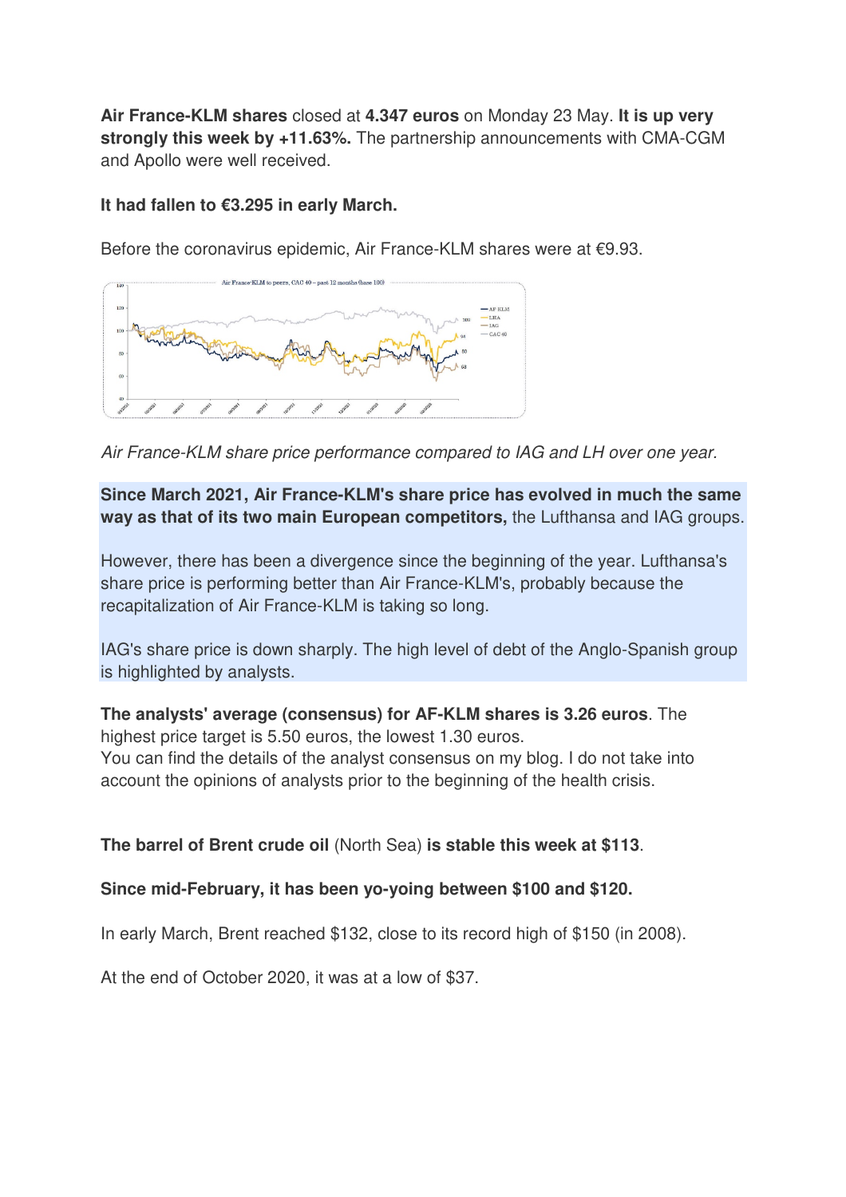**Air France-KLM shares** closed at **4.347 euros** on Monday 23 May. **It is up very strongly this week by +11.63%.** The partnership announcements with CMA-CGM and Apollo were well received.

**It had fallen to €3.295 in early March.**

Before the coronavirus epidemic, Air France-KLM shares were at €9.93.

*Air France-KLM share price performance compared to IAG and LH over one year.*

**Since March 2021, Air France-KLM's share price has evolved in much the same way as that of its two main European competitors,** the Lufthansa and IAG groups.

However, there has been a divergence since the beginning of the year. Lufthansa's share price is performing better than Air France-KLM's, probably because the recapitalization of Air France-KLM is taking so long.

IAG's share price is down sharply. The high level of debt of the Anglo-Spanish group is highlighted by analysts.

**The analysts' average (consensus) for AF-KLM shares is 3.26 euros**. The highest price target is 5.50 euros, the lowest 1.30 euros.
You can find the details of the analyst consensus on my blog. I do not take into account the opinions of analysts prior to the beginning of the health crisis.

**The barrel of Brent crude oil** (North Sea) **is stable this week at $113**.

**Since mid-February, it has been yo-yoing between $100 and $120.**

In early March, Brent reached $132, close to its record high of $150 (in 2008).

At the end of October 2020, it was at a low of $37.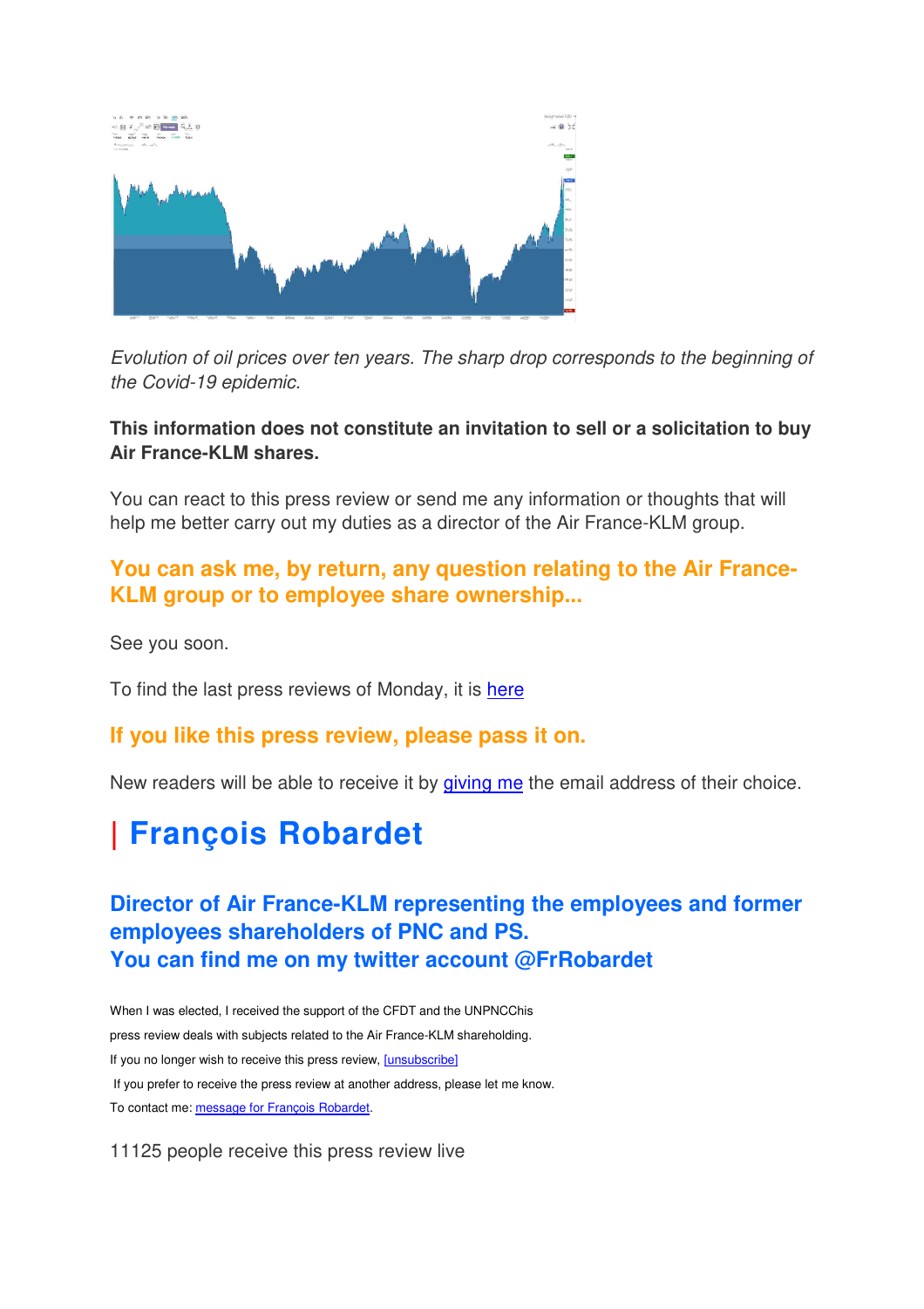*Evolution of oil prices over ten years. The sharp drop corresponds to the beginning of the Covid-19 epidemic.*

**This information does not constitute an invitation to sell or a solicitation to buy Air France-KLM shares.**

You can react to this press review or send me any information or thoughts that will help me better carry out my duties as a director of the Air France-KLM group.

### You can ask me, by return, any question relating to the Air France-KLM group or to employee share ownership...

See you soon.

To find the last press reviews of Monday, it is [here]

### If you like this press review, please pass it on.

New readers will be able to receive it by [giving me] the email address of their choice.

# | François Robardet

### Director of Air France-KLM representing the employees and former employees shareholders of PNC and PS.
### You can find me on my twitter account @FrRobardet

When I was elected, I received the support of the CFDT and the UNPNCChis

press review deals with subjects related to the Air France-KLM shareholding.

If you no longer wish to receive this press review, [unsubscribe]

If you prefer to receive the press review at another address, please let me know.

To contact me: [message for François Robardet].

11125 people receive this press review live